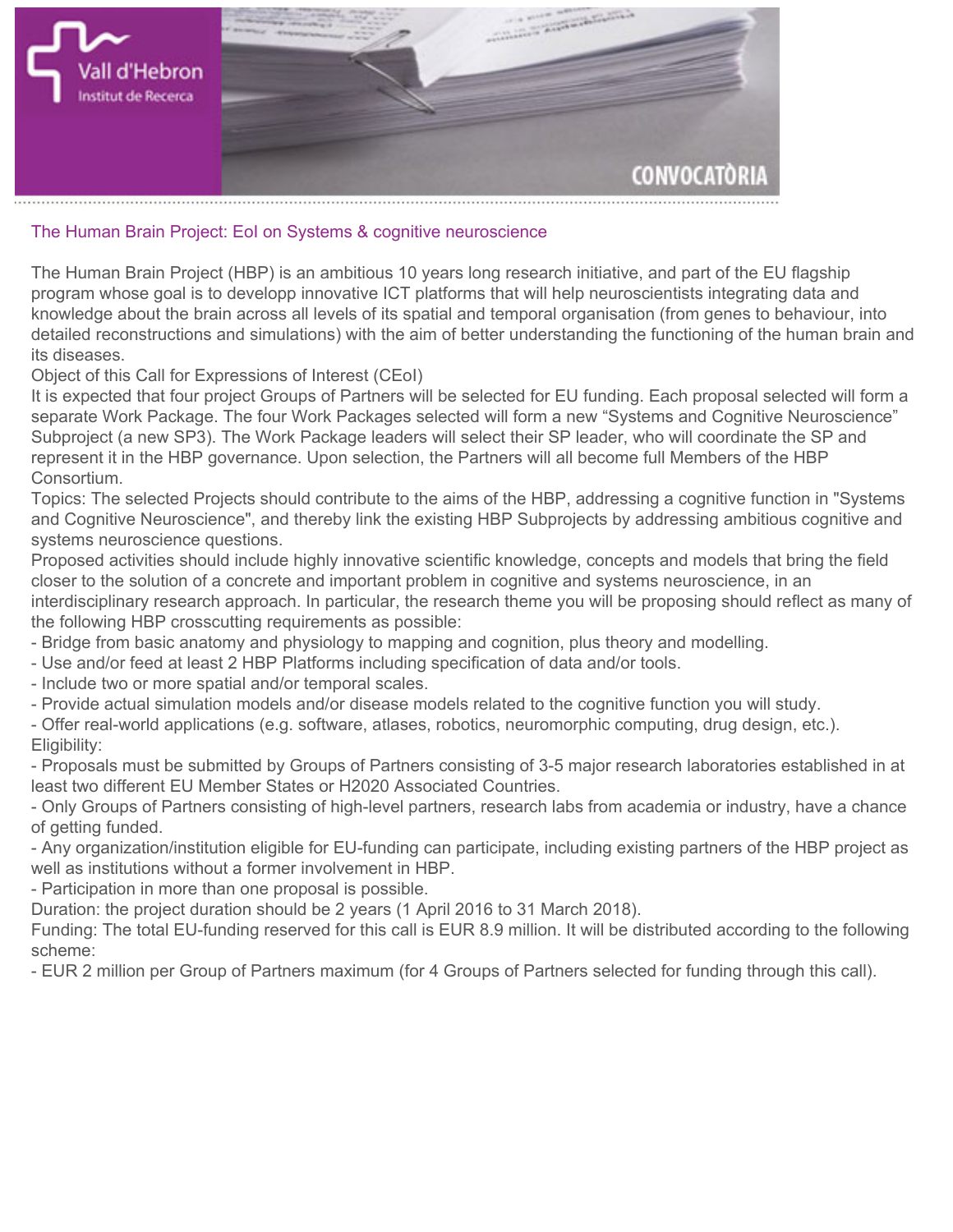Vall d'Hebron
Institut de Recerca

CONVOCATÒRIA

## The Human Brain Project: EoI on Systems & cognitive neuroscience

The Human Brain Project (HBP) is an ambitious 10 years long research initiative, and part of the EU flagship program whose goal is to developp innovative ICT platforms that will help neuroscientists integrating data and knowledge about the brain across all levels of its spatial and temporal organisation (from genes to behaviour, into detailed reconstructions and simulations) with the aim of better understanding the functioning of the human brain and its diseases.

Object of this Call for Expressions of Interest (CEoI)

It is expected that four project Groups of Partners will be selected for EU funding. Each proposal selected will form a separate Work Package. The four Work Packages selected will form a new “Systems and Cognitive Neuroscience” Subproject (a new SP3). The Work Package leaders will select their SP leader, who will coordinate the SP and represent it in the HBP governance. Upon selection, the Partners will all become full Members of the HBP Consortium.

Topics: The selected Projects should contribute to the aims of the HBP, addressing a cognitive function in "Systems and Cognitive Neuroscience", and thereby link the existing HBP Subprojects by addressing ambitious cognitive and systems neuroscience questions.

Proposed activities should include highly innovative scientific knowledge, concepts and models that bring the field closer to the solution of a concrete and important problem in cognitive and systems neuroscience, in an interdisciplinary research approach. In particular, the research theme you will be proposing should reflect as many of the following HBP crosscutting requirements as possible:

- Bridge from basic anatomy and physiology to mapping and cognition, plus theory and modelling.
- Use and/or feed at least 2 HBP Platforms including specification of data and/or tools.
- Include two or more spatial and/or temporal scales.
- Provide actual simulation models and/or disease models related to the cognitive function you will study.
- Offer real-world applications (e.g. software, atlases, robotics, neuromorphic computing, drug design, etc.).

Eligibility:

- Proposals must be submitted by Groups of Partners consisting of 3-5 major research laboratories established in at least two different EU Member States or H2020 Associated Countries.
- Only Groups of Partners consisting of high-level partners, research labs from academia or industry, have a chance of getting funded.
- Any organization/institution eligible for EU-funding can participate, including existing partners of the HBP project as well as institutions without a former involvement in HBP.
- Participation in more than one proposal is possible.

Duration: the project duration should be 2 years (1 April 2016 to 31 March 2018).

Funding: The total EU-funding reserved for this call is EUR 8.9 million. It will be distributed according to the following scheme:

- EUR 2 million per Group of Partners maximum (for 4 Groups of Partners selected for funding through this call).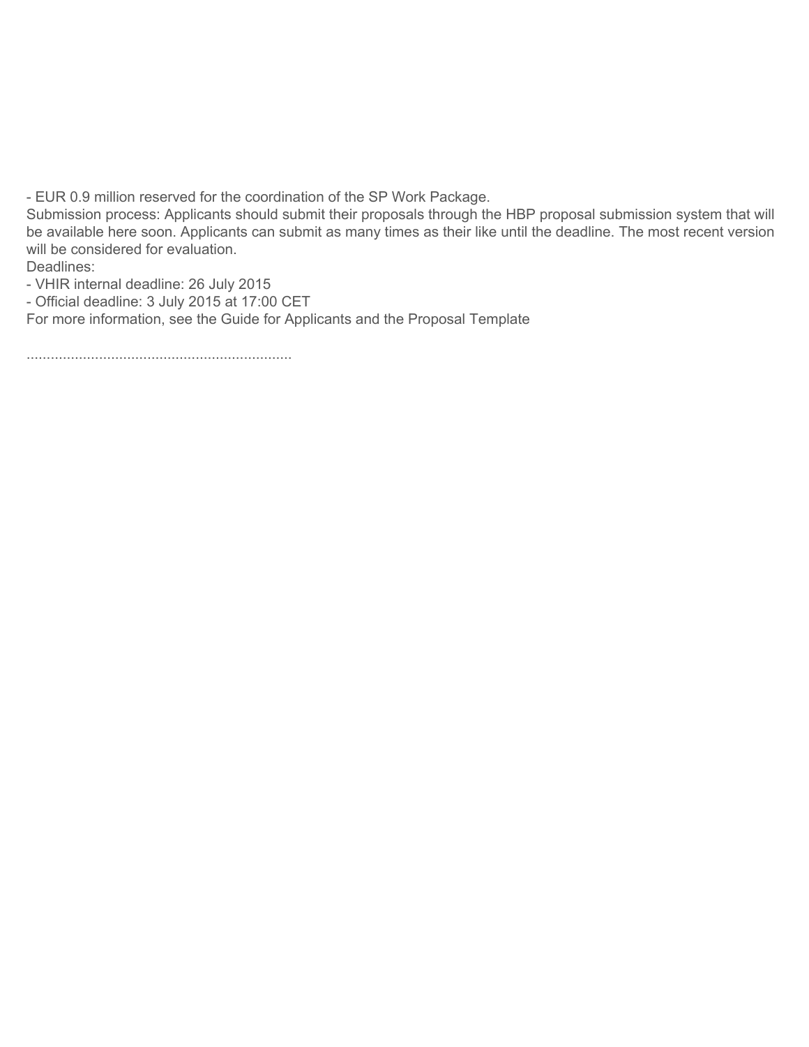- EUR 0.9 million reserved for the coordination of the SP Work Package.

Submission process: Applicants should submit their proposals through the HBP proposal submission system that will be available here soon. Applicants can submit as many times as their like until the deadline. The most recent version will be considered for evaluation.

Deadlines:

- VHIR internal deadline: 26 July 2015
- Official deadline: 3 July 2015 at 17:00 CET

For more information, see the Guide for Applicants and the Proposal Template

..................................................................